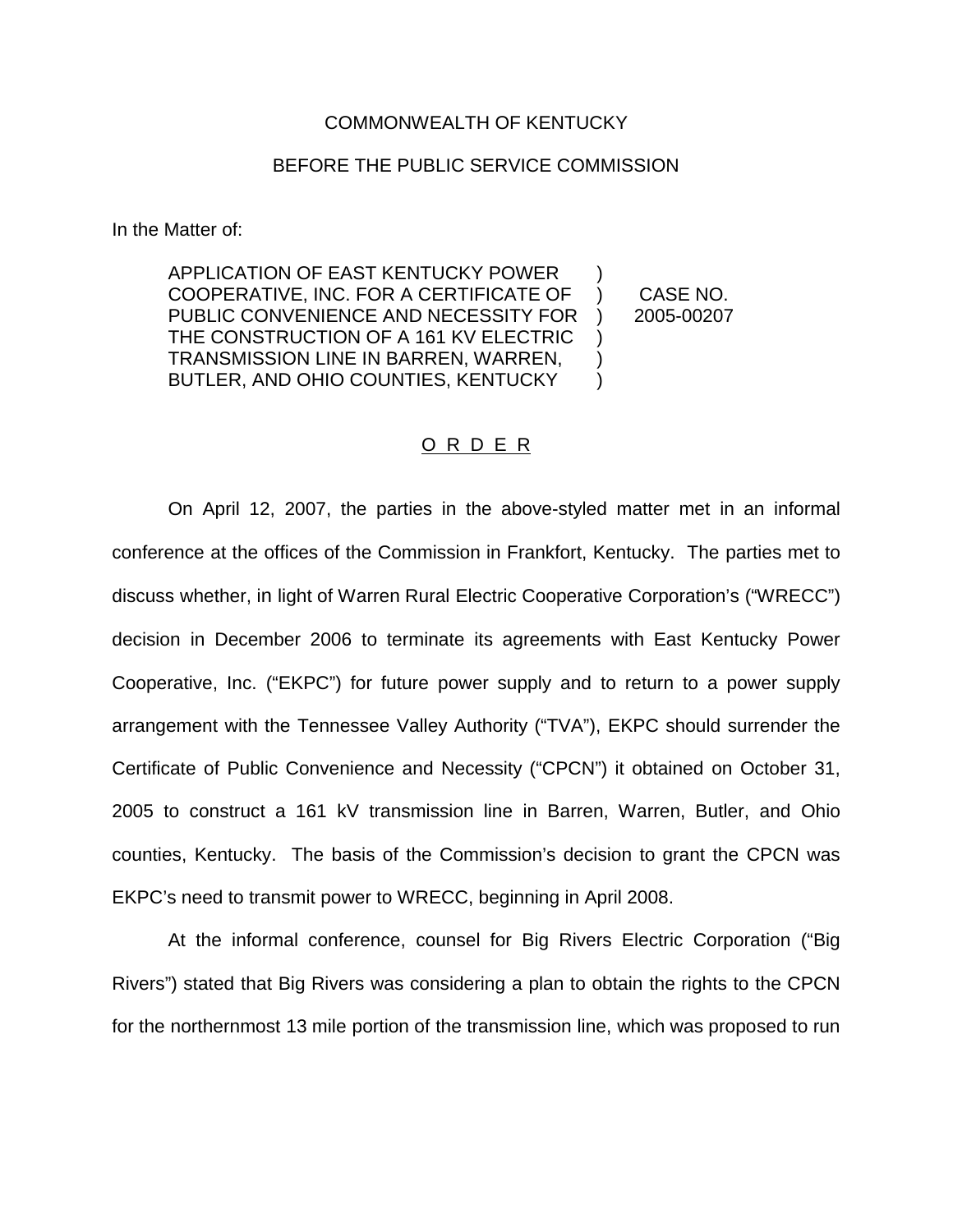COMMONWEALTH OF KENTUCKY

BEFORE THE PUBLIC SERVICE COMMISSION

In the Matter of:

| | | |
|---|---|---|
| APPLICATION OF EAST KENTUCKY POWER COOPERATIVE, INC. FOR A CERTIFICATE OF PUBLIC CONVENIENCE AND NECESSITY FOR THE CONSTRUCTION OF A 161 KV ELECTRIC TRANSMISSION LINE IN BARREN, WARREN, BUTLER, AND OHIO COUNTIES, KENTUCKY | ) | CASE NO. 2005-00207 |

## O R D E R

On April 12, 2007, the parties in the above-styled matter met in an informal conference at the offices of the Commission in Frankfort, Kentucky. The parties met to discuss whether, in light of Warren Rural Electric Cooperative Corporation's ("WRECC") decision in December 2006 to terminate its agreements with East Kentucky Power Cooperative, Inc. ("EKPC") for future power supply and to return to a power supply arrangement with the Tennessee Valley Authority ("TVA"), EKPC should surrender the Certificate of Public Convenience and Necessity ("CPCN") it obtained on October 31, 2005 to construct a 161 kV transmission line in Barren, Warren, Butler, and Ohio counties, Kentucky. The basis of the Commission's decision to grant the CPCN was EKPC's need to transmit power to WRECC, beginning in April 2008.

At the informal conference, counsel for Big Rivers Electric Corporation ("Big Rivers") stated that Big Rivers was considering a plan to obtain the rights to the CPCN for the northernmost 13 mile portion of the transmission line, which was proposed to run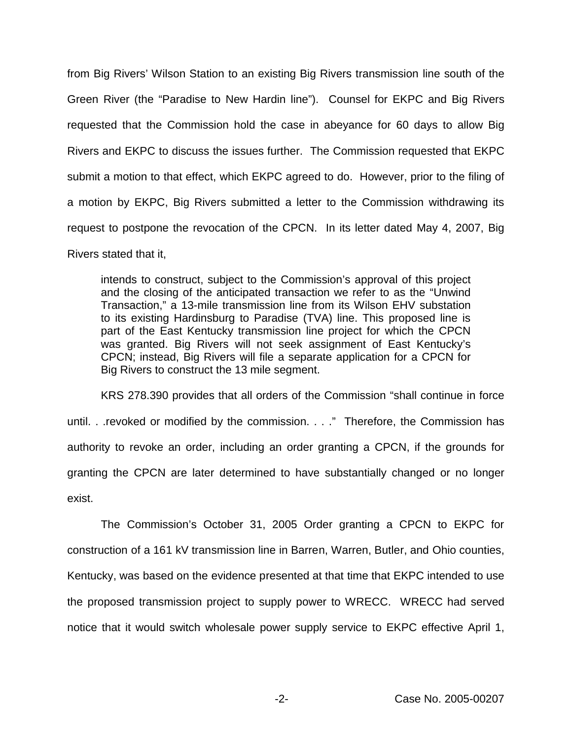from Big Rivers' Wilson Station to an existing Big Rivers transmission line south of the Green River (the "Paradise to New Hardin line"). Counsel for EKPC and Big Rivers requested that the Commission hold the case in abeyance for 60 days to allow Big Rivers and EKPC to discuss the issues further. The Commission requested that EKPC submit a motion to that effect, which EKPC agreed to do. However, prior to the filing of a motion by EKPC, Big Rivers submitted a letter to the Commission withdrawing its request to postpone the revocation of the CPCN. In its letter dated May 4, 2007, Big Rivers stated that it,

> intends to construct, subject to the Commission's approval of this project and the closing of the anticipated transaction we refer to as the "Unwind Transaction," a 13-mile transmission line from its Wilson EHV substation to its existing Hardinsburg to Paradise (TVA) line. This proposed line is part of the East Kentucky transmission line project for which the CPCN was granted. Big Rivers will not seek assignment of East Kentucky's CPCN; instead, Big Rivers will file a separate application for a CPCN for Big Rivers to construct the 13 mile segment.

KRS 278.390 provides that all orders of the Commission "shall continue in force until. . .revoked or modified by the commission. . . ." Therefore, the Commission has authority to revoke an order, including an order granting a CPCN, if the grounds for granting the CPCN are later determined to have substantially changed or no longer exist.

The Commission's October 31, 2005 Order granting a CPCN to EKPC for construction of a 161 kV transmission line in Barren, Warren, Butler, and Ohio counties, Kentucky, was based on the evidence presented at that time that EKPC intended to use the proposed transmission project to supply power to WRECC. WRECC had served notice that it would switch wholesale power supply service to EKPC effective April 1,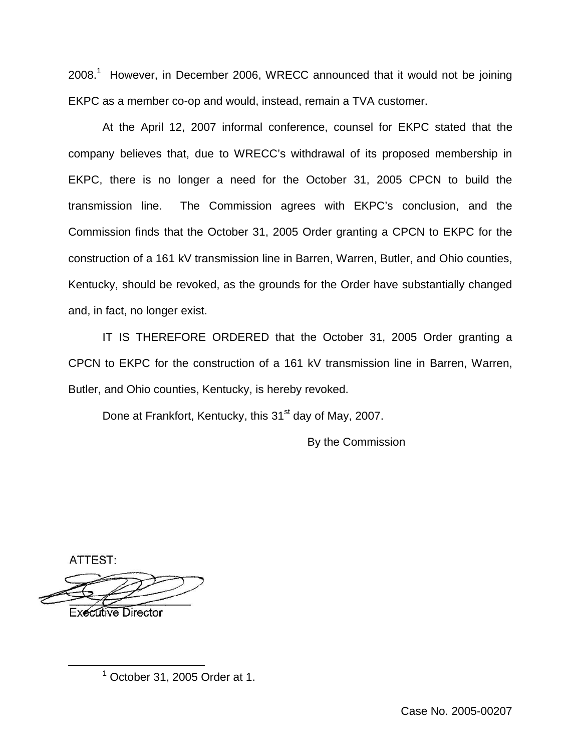2008.[1] However, in December 2006, WRECC announced that it would not be joining EKPC as a member co-op and would, instead, remain a TVA customer.

At the April 12, 2007 informal conference, counsel for EKPC stated that the company believes that, due to WRECC's withdrawal of its proposed membership in EKPC, there is no longer a need for the October 31, 2005 CPCN to build the transmission line. The Commission agrees with EKPC's conclusion, and the Commission finds that the October 31, 2005 Order granting a CPCN to EKPC for the construction of a 161 kV transmission line in Barren, Warren, Butler, and Ohio counties, Kentucky, should be revoked, as the grounds for the Order have substantially changed and, in fact, no longer exist.

IT IS THEREFORE ORDERED that the October 31, 2005 Order granting a CPCN to EKPC for the construction of a 161 kV transmission line in Barren, Warren, Butler, and Ohio counties, Kentucky, is hereby revoked.

Done at Frankfort, Kentucky, this 31st day of May, 2007.

By the Commission

ATTEST:

Executive Director

[1] October 31, 2005 Order at 1.

Case No. 2005-00207